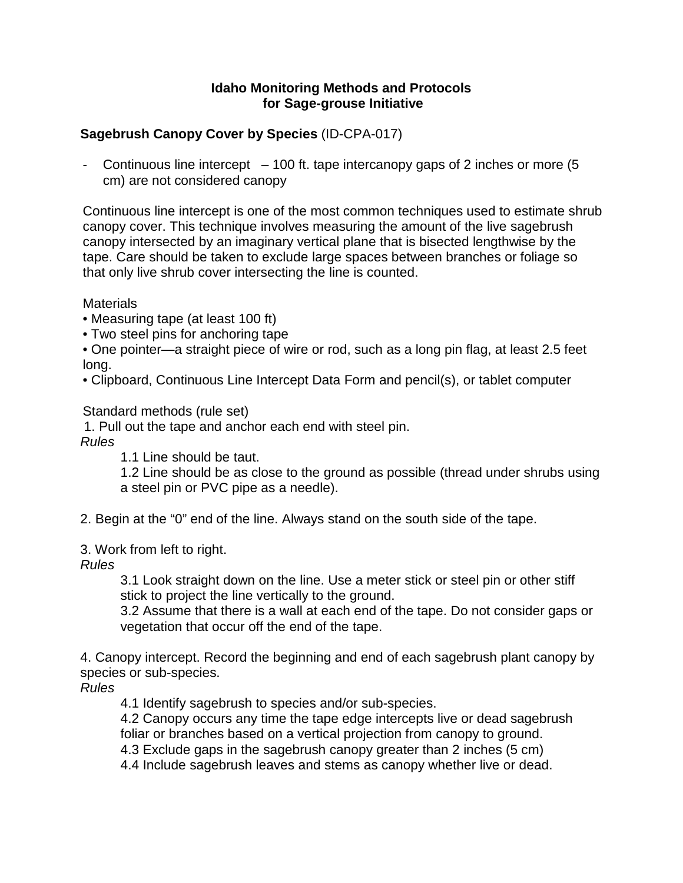# Idaho Monitoring Methods and Protocols for Sage-grouse Initiative

## Sagebrush Canopy Cover by Species (ID-CPA-017)

- Continuous line intercept – 100 ft. tape intercanopy gaps of 2 inches or more (5 cm) are not considered canopy

Continuous line intercept is one of the most common techniques used to estimate shrub canopy cover. This technique involves measuring the amount of the live sagebrush canopy intersected by an imaginary vertical plane that is bisected lengthwise by the tape. Care should be taken to exclude large spaces between branches or foliage so that only live shrub cover intersecting the line is counted.

Materials

- Measuring tape (at least 100 ft)
- Two steel pins for anchoring tape
- One pointer—a straight piece of wire or rod, such as a long pin flag, at least 2.5 feet long.
- Clipboard, Continuous Line Intercept Data Form and pencil(s), or tablet computer

Standard methods (rule set)

1. Pull out the tape and anchor each end with steel pin.

*Rules*

1.1 Line should be taut.

1.2 Line should be as close to the ground as possible (thread under shrubs using a steel pin or PVC pipe as a needle).

2. Begin at the "0" end of the line. Always stand on the south side of the tape.

3. Work from left to right.

*Rules*

3.1 Look straight down on the line. Use a meter stick or steel pin or other stiff stick to project the line vertically to the ground.

3.2 Assume that there is a wall at each end of the tape. Do not consider gaps or vegetation that occur off the end of the tape.

4. Canopy intercept. Record the beginning and end of each sagebrush plant canopy by species or sub-species.

*Rules*

4.1 Identify sagebrush to species and/or sub-species.

4.2 Canopy occurs any time the tape edge intercepts live or dead sagebrush foliar or branches based on a vertical projection from canopy to ground.

4.3 Exclude gaps in the sagebrush canopy greater than 2 inches (5 cm)

4.4 Include sagebrush leaves and stems as canopy whether live or dead.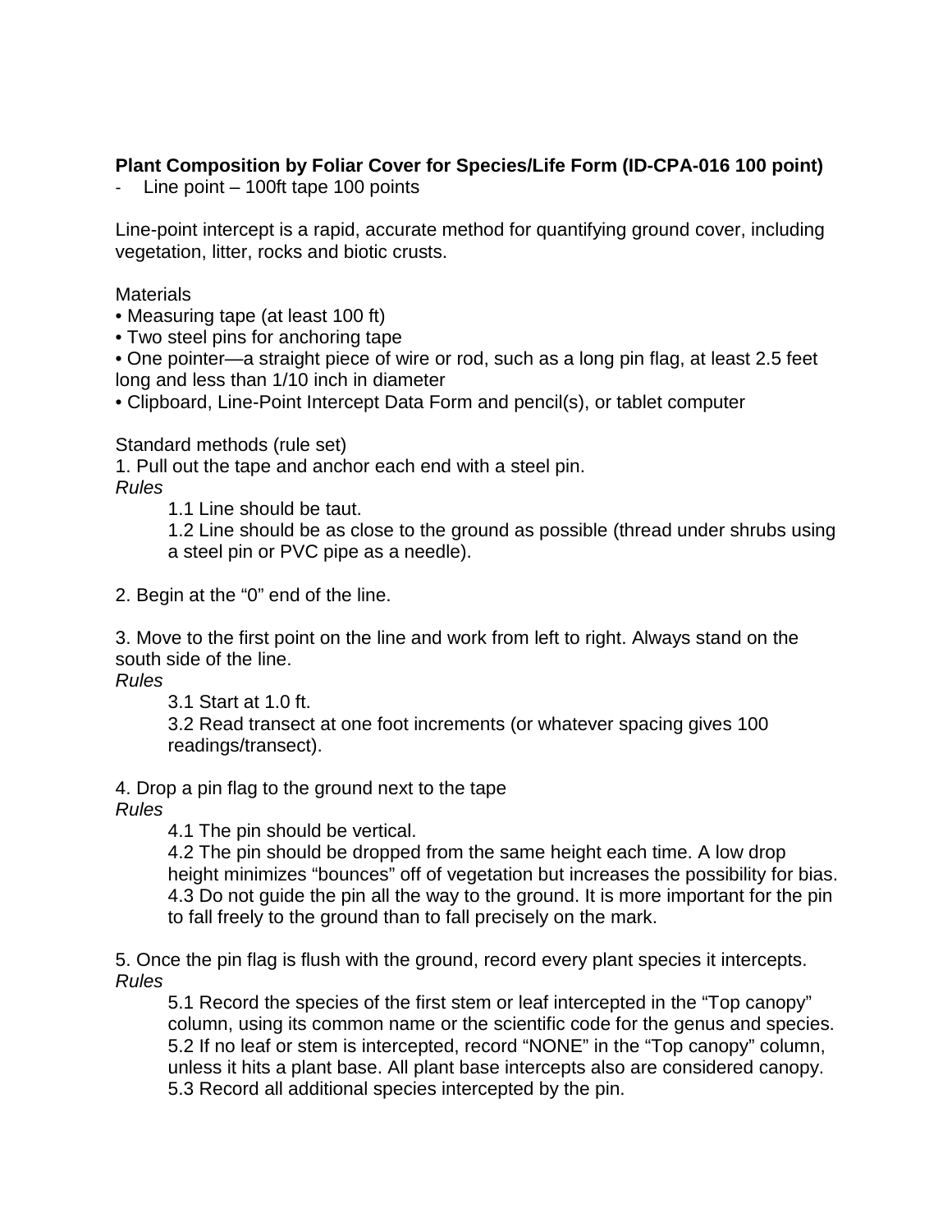**Plant Composition by Foliar Cover for Species/Life Form (ID-CPA-016 100 point)**

- Line point – 100ft tape 100 points

Line-point intercept is a rapid, accurate method for quantifying ground cover, including vegetation, litter, rocks and biotic crusts.

Materials

• Measuring tape (at least 100 ft)
• Two steel pins for anchoring tape
• One pointer—a straight piece of wire or rod, such as a long pin flag, at least 2.5 feet long and less than 1/10 inch in diameter
• Clipboard, Line-Point Intercept Data Form and pencil(s), or tablet computer

Standard methods (rule set)

1. Pull out the tape and anchor each end with a steel pin.

*Rules*

1.1 Line should be taut.
1.2 Line should be as close to the ground as possible (thread under shrubs using a steel pin or PVC pipe as a needle).

2. Begin at the “0” end of the line.

3. Move to the first point on the line and work from left to right. Always stand on the south side of the line.

*Rules*

3.1 Start at 1.0 ft.
3.2 Read transect at one foot increments (or whatever spacing gives 100 readings/transect).

4. Drop a pin flag to the ground next to the tape

*Rules*

4.1 The pin should be vertical.
4.2 The pin should be dropped from the same height each time. A low drop height minimizes “bounces” off of vegetation but increases the possibility for bias.
4.3 Do not guide the pin all the way to the ground. It is more important for the pin to fall freely to the ground than to fall precisely on the mark.

5. Once the pin flag is flush with the ground, record every plant species it intercepts.

*Rules*

5.1 Record the species of the first stem or leaf intercepted in the “Top canopy” column, using its common name or the scientific code for the genus and species.
5.2 If no leaf or stem is intercepted, record “NONE” in the “Top canopy” column, unless it hits a plant base. All plant base intercepts also are considered canopy.
5.3 Record all additional species intercepted by the pin.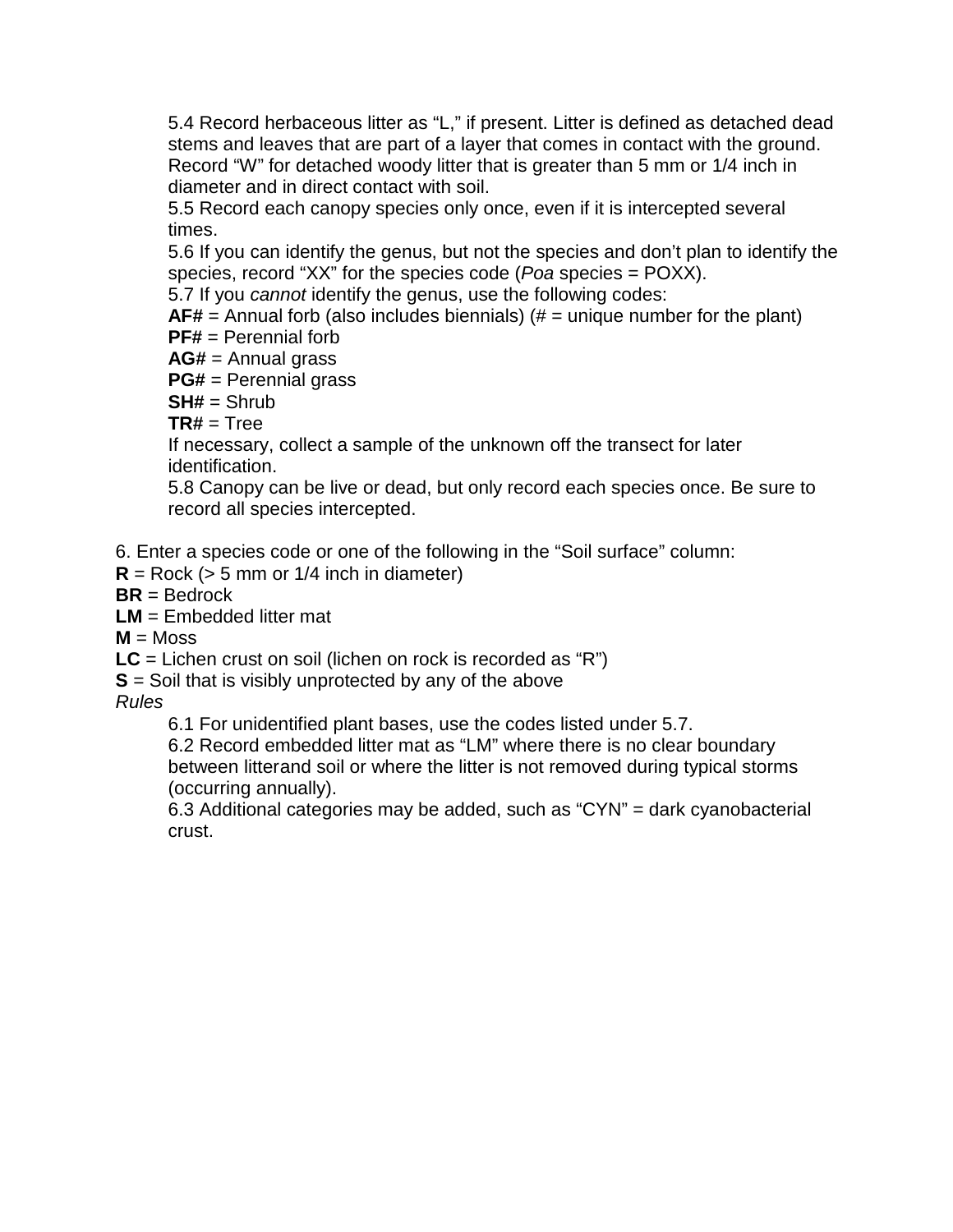5.4 Record herbaceous litter as “L,” if present. Litter is defined as detached dead stems and leaves that are part of a layer that comes in contact with the ground. Record “W” for detached woody litter that is greater than 5 mm or 1/4 inch in diameter and in direct contact with soil.

5.5 Record each canopy species only once, even if it is intercepted several times.

5.6 If you can identify the genus, but not the species and don’t plan to identify the species, record “XX” for the species code (*Poa* species = POXX).

5.7 If you *cannot* identify the genus, use the following codes:

**AF#** = Annual forb (also includes biennials) (# = unique number for the plant)
**PF#** = Perennial forb
**AG#** = Annual grass
**PG#** = Perennial grass
**SH#** = Shrub
**TR#** = Tree

If necessary, collect a sample of the unknown off the transect for later identification.

5.8 Canopy can be live or dead, but only record each species once. Be sure to record all species intercepted.

6. Enter a species code or one of the following in the “Soil surface” column:

**R** = Rock (> 5 mm or 1/4 inch in diameter)
**BR** = Bedrock
**LM** = Embedded litter mat
**M** = Moss
**LC** = Lichen crust on soil (lichen on rock is recorded as “R”)
**S** = Soil that is visibly unprotected by any of the above

*Rules*

6.1 For unidentified plant bases, use the codes listed under 5.7.

6.2 Record embedded litter mat as “LM” where there is no clear boundary between litterand soil or where the litter is not removed during typical storms (occurring annually).

6.3 Additional categories may be added, such as “CYN” = dark cyanobacterial crust.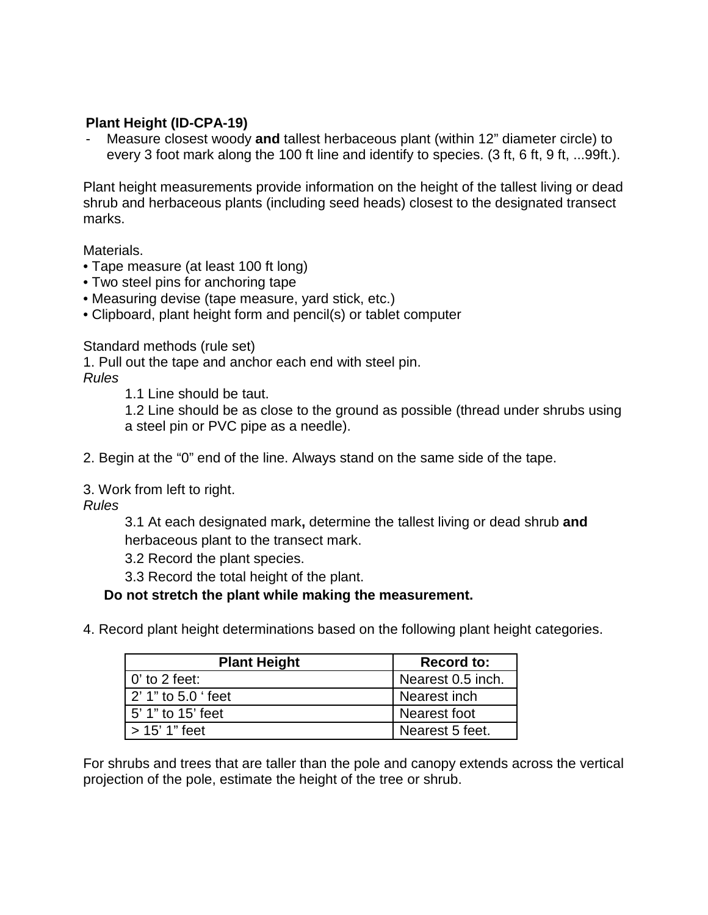**Plant Height (ID-CPA-19)**

- Measure closest woody **and** tallest herbaceous plant (within 12” diameter circle) to every 3 foot mark along the 100 ft line and identify to species. (3 ft, 6 ft, 9 ft, ...99ft.).

Plant height measurements provide information on the height of the tallest living or dead shrub and herbaceous plants (including seed heads) closest to the designated transect marks.

Materials.

- Tape measure (at least 100 ft long)
- Two steel pins for anchoring tape
- Measuring devise (tape measure, yard stick, etc.)
- Clipboard, plant height form and pencil(s) or tablet computer

Standard methods (rule set)

1. Pull out the tape and anchor each end with steel pin.

*Rules*

1.1 Line should be taut.

1.2 Line should be as close to the ground as possible (thread under shrubs using a steel pin or PVC pipe as a needle).

2. Begin at the “0” end of the line. Always stand on the same side of the tape.

3. Work from left to right.

*Rules*

3.1 At each designated mark**,** determine the tallest living or dead shrub **and** herbaceous plant to the transect mark.

3.2 Record the plant species.

3.3 Record the total height of the plant.

**Do not stretch the plant while making the measurement.**

4. Record plant height determinations based on the following plant height categories.

| Plant Height | Record to: |
|---|---|
| 0’ to 2 feet: | Nearest 0.5 inch. |
| 2’ 1” to 5.0 ‘ feet | Nearest inch |
| 5’ 1” to 15’ feet | Nearest foot |
| > 15’ 1” feet | Nearest 5 feet. |

For shrubs and trees that are taller than the pole and canopy extends across the vertical projection of the pole, estimate the height of the tree or shrub.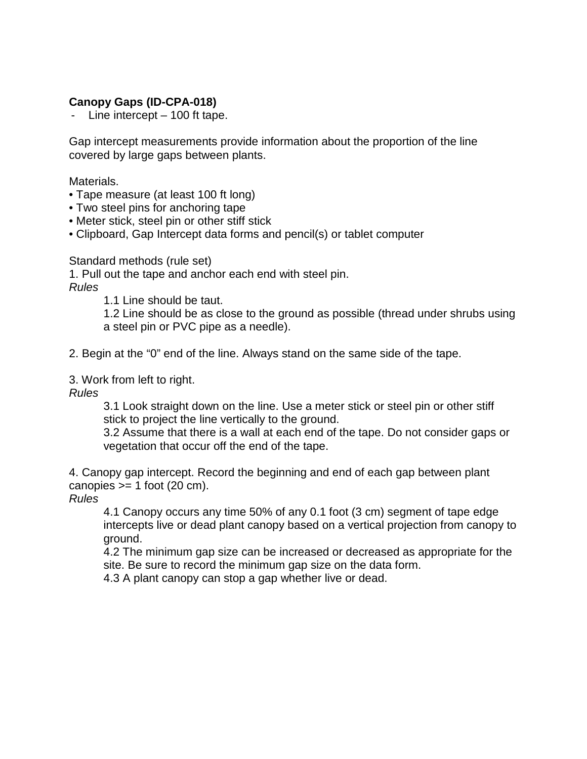**Canopy Gaps (ID-CPA-018)**

- Line intercept – 100 ft tape.

Gap intercept measurements provide information about the proportion of the line covered by large gaps between plants.

Materials.

- Tape measure (at least 100 ft long)
- Two steel pins for anchoring tape
- Meter stick, steel pin or other stiff stick
- Clipboard, Gap Intercept data forms and pencil(s) or tablet computer

Standard methods (rule set)

1. Pull out the tape and anchor each end with steel pin.

*Rules*

1.1 Line should be taut.

1.2 Line should be as close to the ground as possible (thread under shrubs using a steel pin or PVC pipe as a needle).

2. Begin at the "0" end of the line. Always stand on the same side of the tape.

3. Work from left to right.

*Rules*

3.1 Look straight down on the line. Use a meter stick or steel pin or other stiff stick to project the line vertically to the ground.

3.2 Assume that there is a wall at each end of the tape. Do not consider gaps or vegetation that occur off the end of the tape.

4. Canopy gap intercept. Record the beginning and end of each gap between plant canopies >= 1 foot (20 cm).

*Rules*

4.1 Canopy occurs any time 50% of any 0.1 foot (3 cm) segment of tape edge intercepts live or dead plant canopy based on a vertical projection from canopy to ground.

4.2 The minimum gap size can be increased or decreased as appropriate for the site. Be sure to record the minimum gap size on the data form.

4.3 A plant canopy can stop a gap whether live or dead.